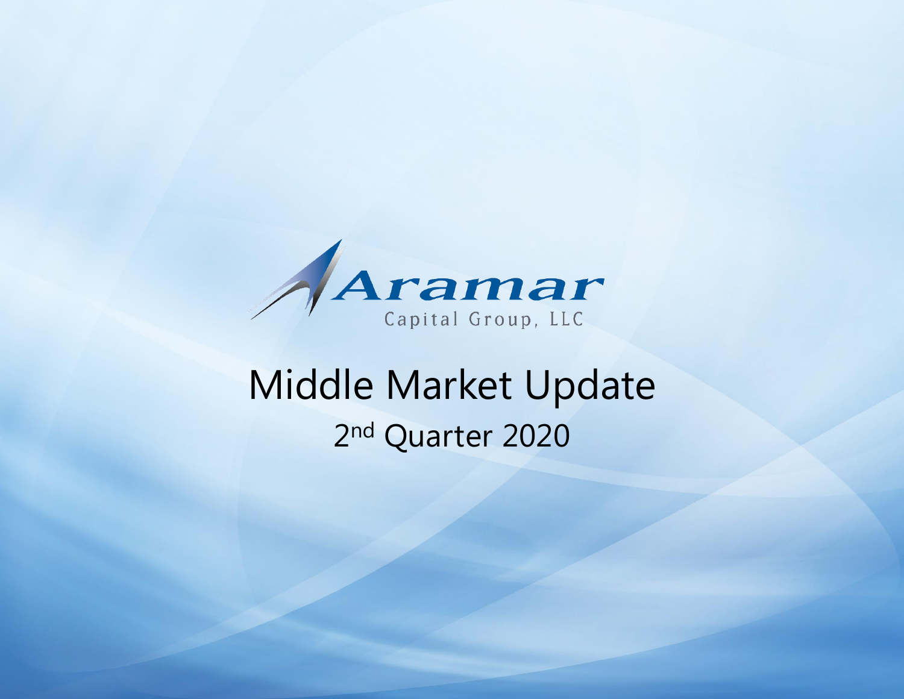Aramar

Capital Group, LLC

# Middle Market Update

## 2nd Quarter 2020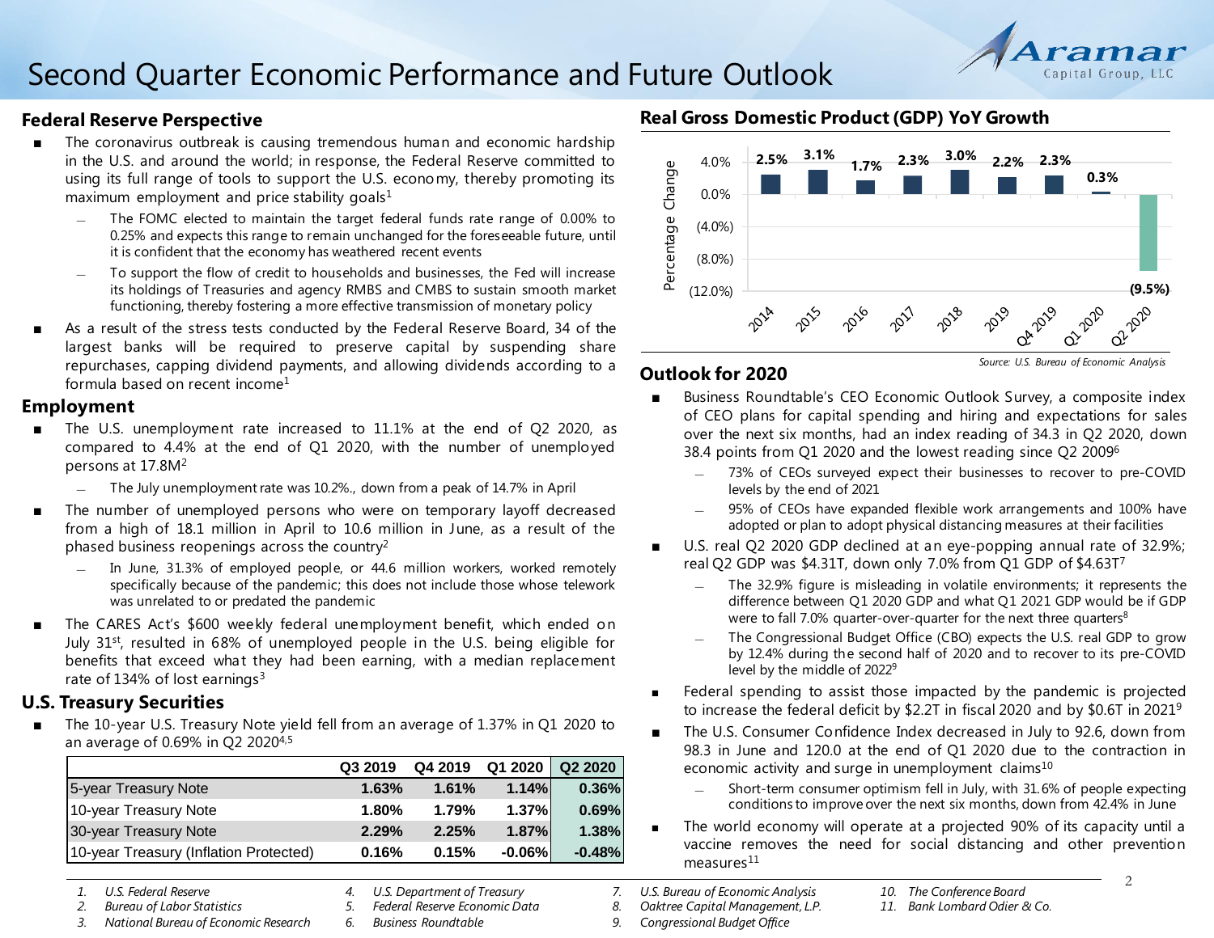# Second Quarter Economic Performance and Future Outlook

## Federal Reserve Perspective

- The coronavirus outbreak is causing tremendous human and economic hardship in the U.S. and around the world; in response, the Federal Reserve committed to using its full range of tools to support the U.S. economy, thereby promoting its maximum employment and price stability goals[1]
  - The FOMC elected to maintain the target federal funds rate range of 0.00% to 0.25% and expects this range to remain unchanged for the foreseeable future, until it is confident that the economy has weathered recent events
  - To support the flow of credit to households and businesses, the Fed will increase its holdings of Treasuries and agency RMBS and CMBS to sustain smooth market functioning, thereby fostering a more effective transmission of monetary policy
- As a result of the stress tests conducted by the Federal Reserve Board, 34 of the largest banks will be required to preserve capital by suspending share repurchases, capping dividend payments, and allowing dividends according to a formula based on recent income[1]

## Employment

- The U.S. unemployment rate increased to 11.1% at the end of Q2 2020, as compared to 4.4% at the end of Q1 2020, with the number of unemployed persons at 17.8M[2]
  - The July unemployment rate was 10.2%., down from a peak of 14.7% in April
- The number of unemployed persons who were on temporary layoff decreased from a high of 18.1 million in April to 10.6 million in June, as a result of the phased business reopenings across the country[2]
  - In June, 31.3% of employed people, or 44.6 million workers, worked remotely specifically because of the pandemic; this does not include those whose telework was unrelated to or predated the pandemic
- The CARES Act's $600 weekly federal unemployment benefit, which ended on July 31st, resulted in 68% of unemployed people in the U.S. being eligible for benefits that exceed what they had been earning, with a median replacement rate of 134% of lost earnings[3]

## U.S. Treasury Securities

- The 10-year U.S. Treasury Note yield fell from an average of 1.37% in Q1 2020 to an average of 0.69% in Q2 2020[4,5]

| | Q3 2019 | Q4 2019 | Q1 2020 | Q2 2020 |
|---|---|---|---|---|
| 5-year Treasury Note | 1.63% | 1.61% | 1.14% | 0.36% |
| 10-year Treasury Note | 1.80% | 1.79% | 1.37% | 0.69% |
| 30-year Treasury Note | 2.29% | 2.25% | 1.87% | 1.38% |
| 10-year Treasury (Inflation Protected) | 0.16% | 0.15% | -0.06% | -0.48% |

## Real Gross Domestic Product (GDP) YoY Growth

| Period | Percentage Change |
|---|---|
| 2014 | 2.5% |
| 2015 | 3.1% |
| 2016 | 1.7% |
| 2017 | 2.3% |
| 2018 | 3.0% |
| 2019 | 2.2% |
| Q4 2019 | 2.3% |
| Q1 2020 | 0.3% |
| Q2 2020 | (9.5%) |

*Source: U.S. Bureau of Economic Analysis*

## Outlook for 2020

- Business Roundtable's CEO Economic Outlook Survey, a composite index of CEO plans for capital spending and hiring and expectations for sales over the next six months, had an index reading of 34.3 in Q2 2020, down 38.4 points from Q1 2020 and the lowest reading since Q2 2009[6]
  - 73% of CEOs surveyed expect their businesses to recover to pre-COVID levels by the end of 2021
  - 95% of CEOs have expanded flexible work arrangements and 100% have adopted or plan to adopt physical distancing measures at their facilities
- U.S. real Q2 2020 GDP declined at an eye-popping annual rate of 32.9%; real Q2 GDP was $4.31T, down only 7.0% from Q1 GDP of $4.63T[7]
  - The 32.9% figure is misleading in volatile environments; it represents the difference between Q1 2020 GDP and what Q1 2021 GDP would be if GDP were to fall 7.0% quarter-over-quarter for the next three quarters[8]
  - The Congressional Budget Office (CBO) expects the U.S. real GDP to grow by 12.4% during the second half of 2020 and to recover to its pre-COVID level by the middle of 2022[9]
- Federal spending to assist those impacted by the pandemic is projected to increase the federal deficit by $2.2T in fiscal 2020 and by $0.6T in 2021[9]
- The U.S. Consumer Confidence Index decreased in July to 92.6, down from 98.3 in June and 120.0 at the end of Q1 2020 due to the contraction in economic activity and surge in unemployment claims[10]
  - Short-term consumer optimism fell in July, with 31.6% of people expecting conditions to improve over the next six months, down from 42.4% in June
- The world economy will operate at a projected 90% of its capacity until a vaccine removes the need for social distancing and other prevention measures[11]

1. *U.S. Federal Reserve*
2. *Bureau of Labor Statistics*
3. *National Bureau of Economic Research*
4. *U.S. Department of Treasury*
5. *Federal Reserve Economic Data*
6. *Business Roundtable*
7. *U.S. Bureau of Economic Analysis*
8. *Oaktree Capital Management, L.P.*
9. *Congressional Budget Office*
10. *The Conference Board*
11. *Bank Lombard Odier & Co.*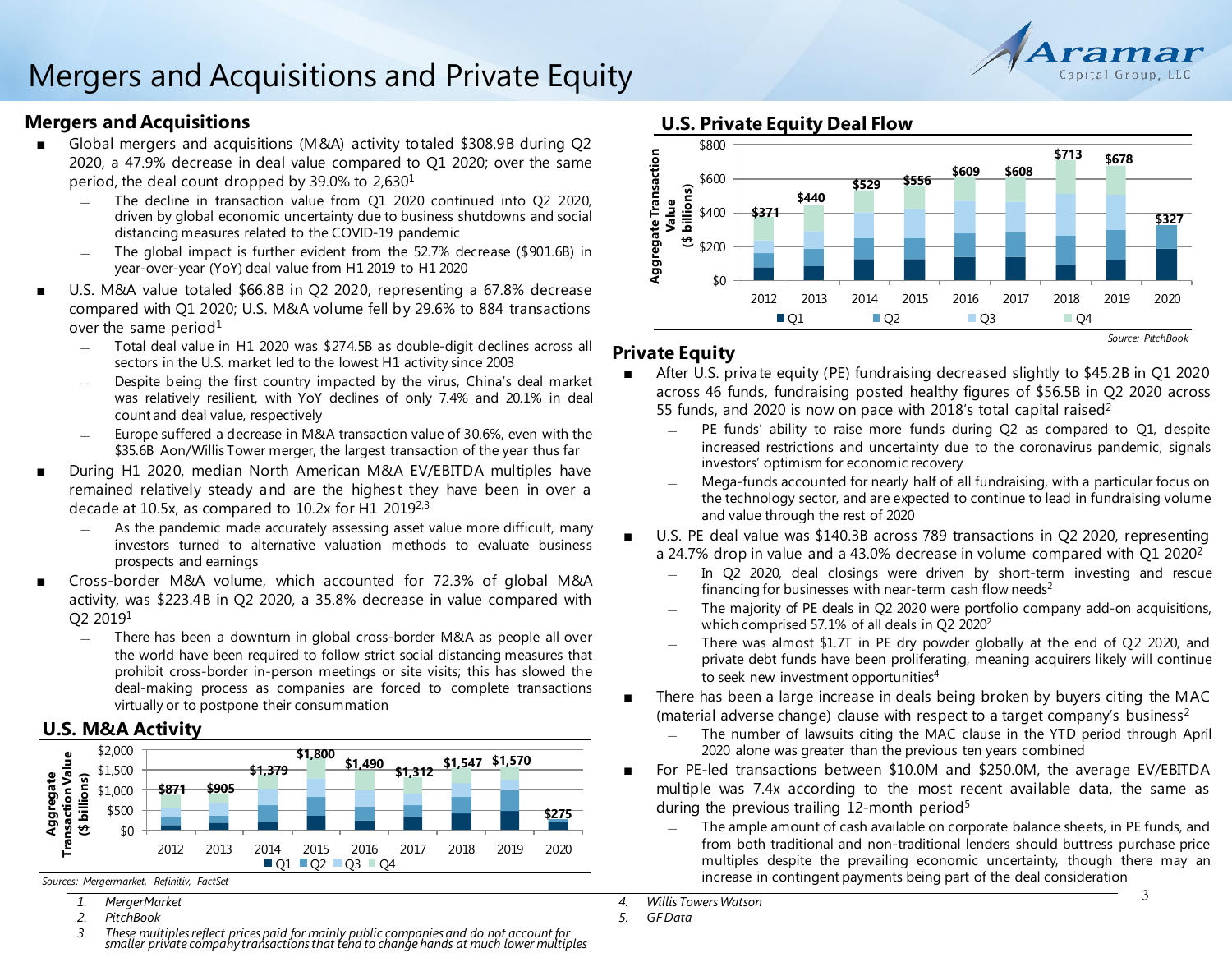# Mergers and Acquisitions and Private Equity

## Mergers and Acquisitions

- Global mergers and acquisitions (M&A) activity totaled $308.9B during Q2 2020, a 47.9% decrease in deal value compared to Q1 2020; over the same period, the deal count dropped by 39.0% to 2,630[1]
  - The decline in transaction value from Q1 2020 continued into Q2 2020, driven by global economic uncertainty due to business shutdowns and social distancing measures related to the COVID-19 pandemic
  - The global impact is further evident from the 52.7% decrease ($901.6B) in year-over-year (YoY) deal value from H1 2019 to H1 2020
- U.S. M&A value totaled $66.8B in Q2 2020, representing a 67.8% decrease compared with Q1 2020; U.S. M&A volume fell by 29.6% to 884 transactions over the same period[1]
  - Total deal value in H1 2020 was $274.5B as double-digit declines across all sectors in the U.S. market led to the lowest H1 activity since 2003
  - Despite being the first country impacted by the virus, China's deal market was relatively resilient, with YoY declines of only 7.4% and 20.1% in deal count and deal value, respectively
  - Europe suffered a decrease in M&A transaction value of 30.6%, even with the $35.6B Aon/Willis Tower merger, the largest transaction of the year thus far
- During H1 2020, median North American M&A EV/EBITDA multiples have remained relatively steady and are the highest they have been in over a decade at 10.5x, as compared to 10.2x for H1 2019[2,3]
  - As the pandemic made accurately assessing asset value more difficult, many investors turned to alternative valuation methods to evaluate business prospects and earnings
- Cross-border M&A volume, which accounted for 72.3% of global M&A activity, was $223.4B in Q2 2020, a 35.8% decrease in value compared with Q2 2019[1]
  - There has been a downturn in global cross-border M&A as people all over the world have been required to follow strict social distancing measures that prohibit cross-border in-person meetings or site visits; this has slowed the deal-making process as companies are forced to complete transactions virtually or to postpone their consummation

### U.S. M&A Activity

Aggregate Transaction Value ($ billions), by quarter (Q1, Q2, Q3, Q4)

| Year | 2012 | 2013 | 2014 | 2015 | 2016 | 2017 | 2018 | 2019 | 2020 |
|---|---|---|---|---|---|---|---|---|---|
| Total | $871 | $905 | $1,379 | $1,800 | $1,490 | $1,312 | $1,547 | $1,570 | $275 |

*Sources: Mergermarket, Refinitiv, FactSet*

### U.S. Private Equity Deal Flow

Aggregate Transaction Value ($ billions), by quarter (Q1, Q2, Q3, Q4)

| Year | 2012 | 2013 | 2014 | 2015 | 2016 | 2017 | 2018 | 2019 | 2020 |
|---|---|---|---|---|---|---|---|---|---|
| Total | $371 | $440 | $529 | $556 | $609 | $608 | $713 | $678 | $327 |

*Source: PitchBook*

## Private Equity

- After U.S. private equity (PE) fundraising decreased slightly to $45.2B in Q1 2020 across 46 funds, fundraising posted healthy figures of $56.5B in Q2 2020 across 55 funds, and 2020 is now on pace with 2018's total capital raised[2]
  - PE funds' ability to raise more funds during Q2 as compared to Q1, despite increased restrictions and uncertainty due to the coronavirus pandemic, signals investors' optimism for economic recovery
  - Mega-funds accounted for nearly half of all fundraising, with a particular focus on the technology sector, and are expected to continue to lead in fundraising volume and value through the rest of 2020
- U.S. PE deal value was $140.3B across 789 transactions in Q2 2020, representing a 24.7% drop in value and a 43.0% decrease in volume compared with Q1 2020[2]
  - In Q2 2020, deal closings were driven by short-term investing and rescue financing for businesses with near-term cash flow needs[2]
  - The majority of PE deals in Q2 2020 were portfolio company add-on acquisitions, which comprised 57.1% of all deals in Q2 2020[2]
  - There was almost $1.7T in PE dry powder globally at the end of Q2 2020, and private debt funds have been proliferating, meaning acquirers likely will continue to seek new investment opportunities[4]
- There has been a large increase in deals being broken by buyers citing the MAC (material adverse change) clause with respect to a target company's business[2]
  - The number of lawsuits citing the MAC clause in the YTD period through April 2020 alone was greater than the previous ten years combined
- For PE-led transactions between $10.0M and $250.0M, the average EV/EBITDA multiple was 7.4x according to the most recent available data, the same as during the previous trailing 12-month period[5]
  - The ample amount of cash available on corporate balance sheets, in PE funds, and from both traditional and non-traditional lenders should buttress purchase price multiples despite the prevailing economic uncertainty, though there may an increase in contingent payments being part of the deal consideration

1. *MergerMarket*
2. *PitchBook*
3. *These multiples reflect prices paid for mainly public companies and do not account for smaller private company transactions that tend to change hands at much lower multiples*
4. *Willis Towers Watson*
5. *GF Data*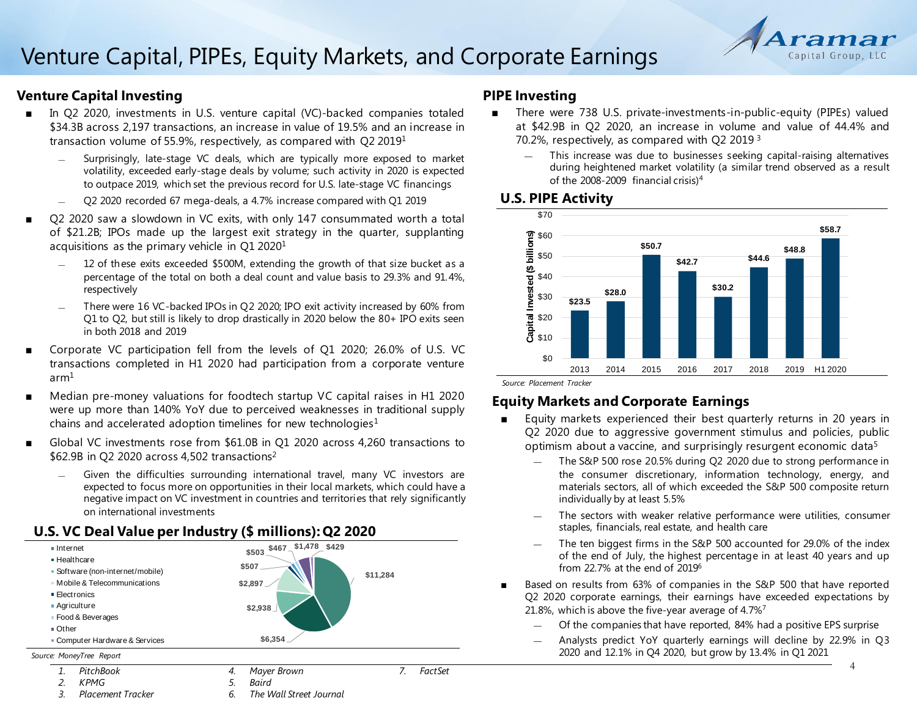# Venture Capital, PIPEs, Equity Markets, and Corporate Earnings

## Venture Capital Investing

- In Q2 2020, investments in U.S. venture capital (VC)-backed companies totaled $34.3B across 2,197 transactions, an increase in value of 19.5% and an increase in transaction volume of 55.9%, respectively, as compared with Q2 2019[1]
  - Surprisingly, late-stage VC deals, which are typically more exposed to market volatility, exceeded early-stage deals by volume; such activity in 2020 is expected to outpace 2019, which set the previous record for U.S. late-stage VC financings
  - Q2 2020 recorded 67 mega-deals, a 4.7% increase compared with Q1 2019
- Q2 2020 saw a slowdown in VC exits, with only 147 consummated worth a total of $21.2B; IPOs made up the largest exit strategy in the quarter, supplanting acquisitions as the primary vehicle in Q1 2020[1]
  - 12 of these exits exceeded $500M, extending the growth of that size bucket as a percentage of the total on both a deal count and value basis to 29.3% and 91.4%, respectively
  - There were 16 VC-backed IPOs in Q2 2020; IPO exit activity increased by 60% from Q1 to Q2, but still is likely to drop drastically in 2020 below the 80+ IPO exits seen in both 2018 and 2019
- Corporate VC participation fell from the levels of Q1 2020; 26.0% of U.S. VC transactions completed in H1 2020 had participation from a corporate venture arm[1]
- Median pre-money valuations for foodtech startup VC capital raises in H1 2020 were up more than 140% YoY due to perceived weaknesses in traditional supply chains and accelerated adoption timelines for new technologies[1]
- Global VC investments rose from $61.0B in Q1 2020 across 4,260 transactions to $62.9B in Q2 2020 across 4,502 transactions[2]
  - Given the difficulties surrounding international travel, many VC investors are expected to focus more on opportunities in their local markets, which could have a negative impact on VC investment in countries and territories that rely significantly on international investments

### U.S. VC Deal Value per Industry ($ millions): Q2 2020

| Industry | Deal Value ($ millions) |
|---|---|
| Internet | $11,284 |
| Healthcare | $6,354 |
| Software (non-internet/mobile) | $2,938 |
| Mobile & Telecommunications | $2,897 |
| Electronics | $507 |
| Agriculture | $503 |
| Food & Beverages | $467 |
| Other | $1,478 |
| Computer Hardware & Services | $429 |

*Source: MoneyTree Report*

## PIPE Investing

- There were 738 U.S. private-investments-in-public-equity (PIPEs) valued at $42.9B in Q2 2020, an increase in volume and value of 44.4% and 70.2%, respectively, as compared with Q2 2019[3]
  - This increase was due to businesses seeking capital-raising alternatives during heightened market volatility (a similar trend observed as a result of the 2008-2009 financial crisis)[4]

### U.S. PIPE Activity

| Year | Capital Invested ($ billions) |
|---|---|
| 2013 | $23.5 |
| 2014 | $28.0 |
| 2015 | $50.7 |
| 2016 | $42.7 |
| 2017 | $30.2 |
| 2018 | $44.6 |
| 2019 | $48.8 |
| H1 2020 | $58.7 |

*Source: Placement Tracker*

## Equity Markets and Corporate Earnings

- Equity markets experienced their best quarterly returns in 20 years in Q2 2020 due to aggressive government stimulus and policies, public optimism about a vaccine, and surprisingly resurgent economic data[5]
  - The S&P 500 rose 20.5% during Q2 2020 due to strong performance in the consumer discretionary, information technology, energy, and materials sectors, all of which exceeded the S&P 500 composite return individually by at least 5.5%
  - The sectors with weaker relative performance were utilities, consumer staples, financials, real estate, and health care
  - The ten biggest firms in the S&P 500 accounted for 29.0% of the index of the end of July, the highest percentage in at least 40 years and up from 22.7% at the end of 2019[6]
- Based on results from 63% of companies in the S&P 500 that have reported Q2 2020 corporate earnings, their earnings have exceeded expectations by 21.8%, which is above the five-year average of 4.7%[7]
  - Of the companies that have reported, 84% had a positive EPS surprise
  - Analysts predict YoY quarterly earnings will decline by 22.9% in Q3 2020 and 12.1% in Q4 2020, but grow by 13.4% in Q1 2021

1. *PitchBook*
2. *KPMG*
3. *Placement Tracker*
4. *Mayer Brown*
5. *Baird*
6. *The Wall Street Journal*
7. *FactSet*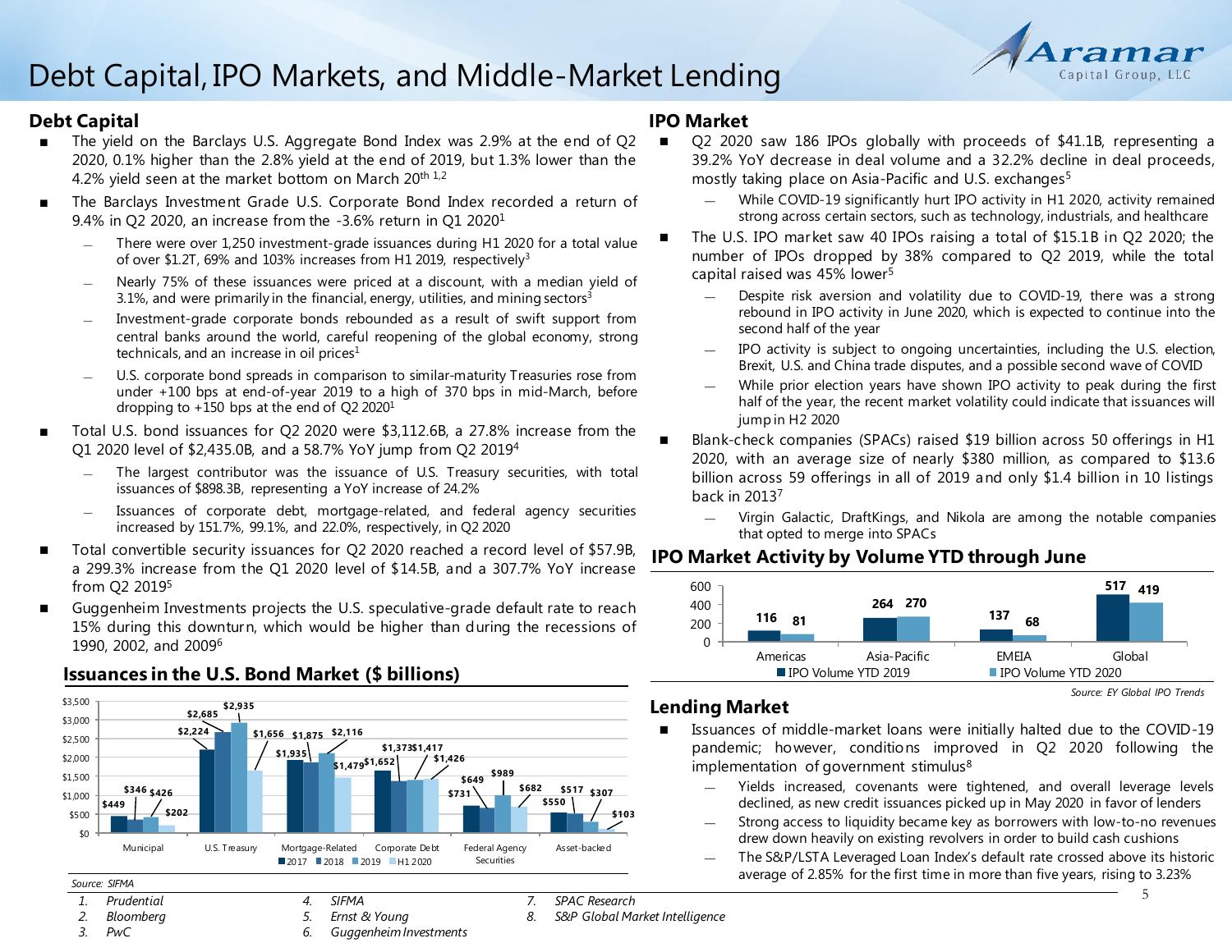# Debt Capital, IPO Markets, and Middle-Market Lending

## Debt Capital

- The yield on the Barclays U.S. Aggregate Bond Index was 2.9% at the end of Q2 2020, 0.1% higher than the 2.8% yield at the end of 2019, but 1.3% lower than the 4.2% yield seen at the market bottom on March 20th [1,2]
- The Barclays Investment Grade U.S. Corporate Bond Index recorded a return of 9.4% in Q2 2020, an increase from the -3.6% return in Q1 2020[1]
  - There were over 1,250 investment-grade issuances during H1 2020 for a total value of over $1.2T, 69% and 103% increases from H1 2019, respectively[3]
  - Nearly 75% of these issuances were priced at a discount, with a median yield of 3.1%, and were primarily in the financial, energy, utilities, and mining sectors[3]
  - Investment-grade corporate bonds rebounded as a result of swift support from central banks around the world, careful reopening of the global economy, strong technicals, and an increase in oil prices[1]
  - U.S. corporate bond spreads in comparison to similar-maturity Treasuries rose from under +100 bps at end-of-year 2019 to a high of 370 bps in mid-March, before dropping to +150 bps at the end of Q2 2020[1]
- Total U.S. bond issuances for Q2 2020 were $3,112.6B, a 27.8% increase from the Q1 2020 level of $2,435.0B, and a 58.7% YoY jump from Q2 2019[4]
  - The largest contributor was the issuance of U.S. Treasury securities, with total issuances of $898.3B, representing a YoY increase of 24.2%
  - Issuances of corporate debt, mortgage-related, and federal agency securities increased by 151.7%, 99.1%, and 22.0%, respectively, in Q2 2020
- Total convertible security issuances for Q2 2020 reached a record level of $57.9B, a 299.3% increase from the Q1 2020 level of $14.5B, and a 307.7% YoY increase from Q2 2019[5]
- Guggenheim Investments projects the U.S. speculative-grade default rate to reach 15% during this downturn, which would be higher than during the recessions of 1990, 2002, and 2009[6]

### Issuances in the U.S. Bond Market ($ billions)

| | 2017 | 2018 | 2019 | H1 2020 |
|---|---|---|---|---|
| Municipal | $449 | $346 | $426 | $202 |
| U.S. Treasury | $2,224 | $2,685 | $2,935 | $1,656 |
| Mortgage-Related | $1,935 | $1,875 | $2,116 | $1,479 |
| Corporate Debt | $1,652 | $1,373 | $1,417 | $1,426 |
| Federal Agency Securities | $731 | $649 | $989 | $682 |
| Asset-backed | $550 | $517 | $307 | $103 |

Source: SIFMA

## IPO Market

- Q2 2020 saw 186 IPOs globally with proceeds of $41.1B, representing a 39.2% YoY decrease in deal volume and a 32.2% decline in deal proceeds, mostly taking place on Asia-Pacific and U.S. exchanges[5]
  - While COVID-19 significantly hurt IPO activity in H1 2020, activity remained strong across certain sectors, such as technology, industrials, and healthcare
- The U.S. IPO market saw 40 IPOs raising a total of $15.1B in Q2 2020; the number of IPOs dropped by 38% compared to Q2 2019, while the total capital raised was 45% lower[5]
  - Despite risk aversion and volatility due to COVID-19, there was a strong rebound in IPO activity in June 2020, which is expected to continue into the second half of the year
  - IPO activity is subject to ongoing uncertainties, including the U.S. election, Brexit, U.S. and China trade disputes, and a possible second wave of COVID
  - While prior election years have shown IPO activity to peak during the first half of the year, the recent market volatility could indicate that issuances will jump in H2 2020
- Blank-check companies (SPACs) raised $19 billion across 50 offerings in H1 2020, with an average size of nearly $380 million, as compared to $13.6 billion across 59 offerings in all of 2019 and only $1.4 billion in 10 listings back in 2013[7]
  - Virgin Galactic, DraftKings, and Nikola are among the notable companies that opted to merge into SPACs

### IPO Market Activity by Volume YTD through June

| | IPO Volume YTD 2019 | IPO Volume YTD 2020 |
|---|---|---|
| Americas | 116 | 81 |
| Asia-Pacific | 264 | 270 |
| EMEIA | 137 | 68 |
| Global | 517 | 419 |

*Source: EY Global IPO Trends*

## Lending Market

- Issuances of middle-market loans were initially halted due to the COVID-19 pandemic; however, conditions improved in Q2 2020 following the implementation of government stimulus[8]
  - Yields increased, covenants were tightened, and overall leverage levels declined, as new credit issuances picked up in May 2020 in favor of lenders
  - Strong access to liquidity became key as borrowers with low-to-no revenues drew down heavily on existing revolvers in order to build cash cushions
  - The S&P/LSTA Leveraged Loan Index's default rate crossed above its historic average of 2.85% for the first time in more than five years, rising to 3.23%

1. *Prudential*
2. *Bloomberg*
3. *PwC*
4. *SIFMA*
5. *Ernst & Young*
6. *Guggenheim Investments*
7. *SPAC Research*
8. *S&P Global Market Intelligence*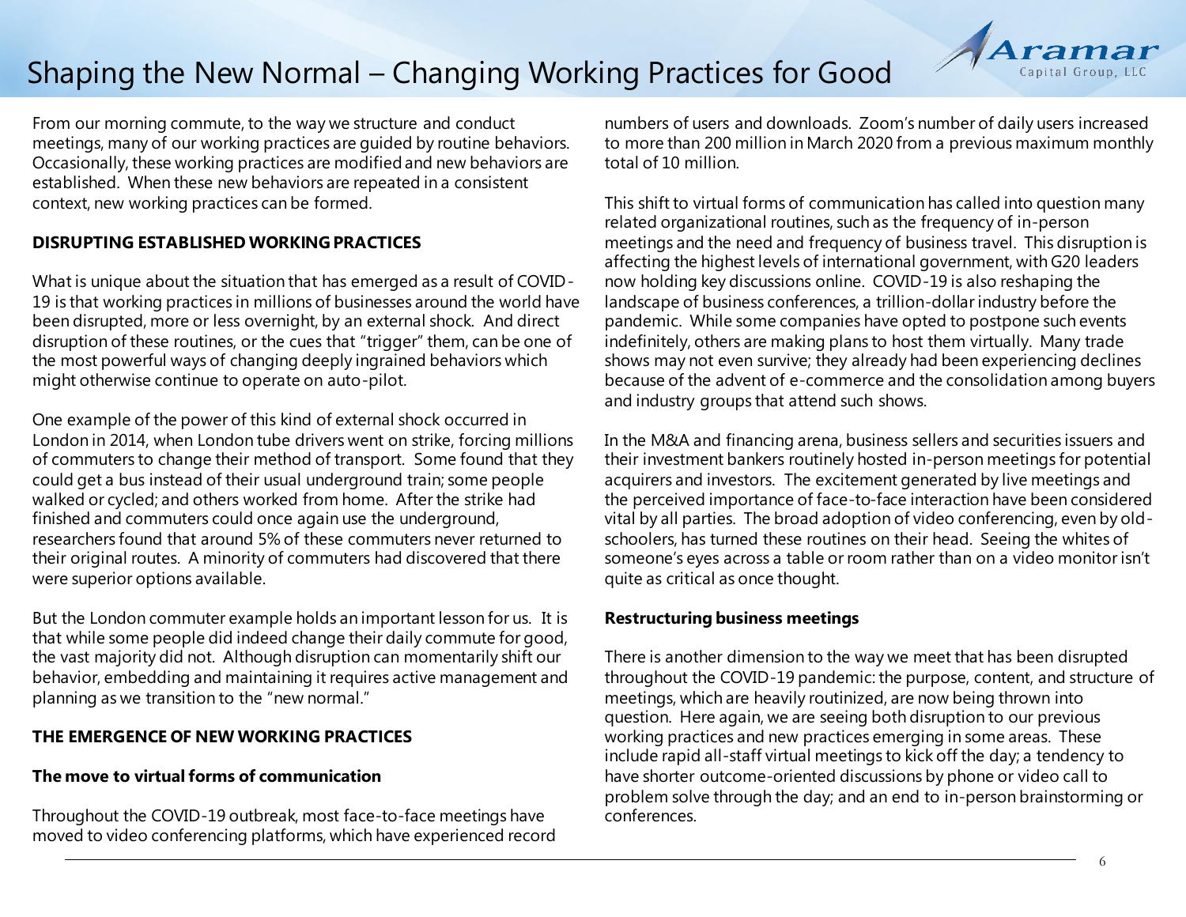# Shaping the New Normal – Changing Working Practices for Good

From our morning commute, to the way we structure and conduct meetings, many of our working practices are guided by routine behaviors. Occasionally, these working practices are modified and new behaviors are established. When these new behaviors are repeated in a consistent context, new working practices can be formed.

## DISRUPTING ESTABLISHED WORKING PRACTICES

What is unique about the situation that has emerged as a result of COVID-19 is that working practices in millions of businesses around the world have been disrupted, more or less overnight, by an external shock. And direct disruption of these routines, or the cues that "trigger" them, can be one of the most powerful ways of changing deeply ingrained behaviors which might otherwise continue to operate on auto-pilot.

One example of the power of this kind of external shock occurred in London in 2014, when London tube drivers went on strike, forcing millions of commuters to change their method of transport. Some found that they could get a bus instead of their usual underground train; some people walked or cycled; and others worked from home. After the strike had finished and commuters could once again use the underground, researchers found that around 5% of these commuters never returned to their original routes. A minority of commuters had discovered that there were superior options available.

But the London commuter example holds an important lesson for us. It is that while some people did indeed change their daily commute for good, the vast majority did not. Although disruption can momentarily shift our behavior, embedding and maintaining it requires active management and planning as we transition to the "new normal."

## THE EMERGENCE OF NEW WORKING PRACTICES

### The move to virtual forms of communication

Throughout the COVID-19 outbreak, most face-to-face meetings have moved to video conferencing platforms, which have experienced record numbers of users and downloads. Zoom's number of daily users increased to more than 200 million in March 2020 from a previous maximum monthly total of 10 million.

This shift to virtual forms of communication has called into question many related organizational routines, such as the frequency of in-person meetings and the need and frequency of business travel. This disruption is affecting the highest levels of international government, with G20 leaders now holding key discussions online. COVID-19 is also reshaping the landscape of business conferences, a trillion-dollar industry before the pandemic. While some companies have opted to postpone such events indefinitely, others are making plans to host them virtually. Many trade shows may not even survive; they already had been experiencing declines because of the advent of e-commerce and the consolidation among buyers and industry groups that attend such shows.

In the M&A and financing arena, business sellers and securities issuers and their investment bankers routinely hosted in-person meetings for potential acquirers and investors. The excitement generated by live meetings and the perceived importance of face-to-face interaction have been considered vital by all parties. The broad adoption of video conferencing, even by old-schoolers, has turned these routines on their head. Seeing the whites of someone's eyes across a table or room rather than on a video monitor isn't quite as critical as once thought.

### Restructuring business meetings

There is another dimension to the way we meet that has been disrupted throughout the COVID-19 pandemic: the purpose, content, and structure of meetings, which are heavily routinized, are now being thrown into question. Here again, we are seeing both disruption to our previous working practices and new practices emerging in some areas. These include rapid all-staff virtual meetings to kick off the day; a tendency to have shorter outcome-oriented discussions by phone or video call to problem solve through the day; and an end to in-person brainstorming or conferences.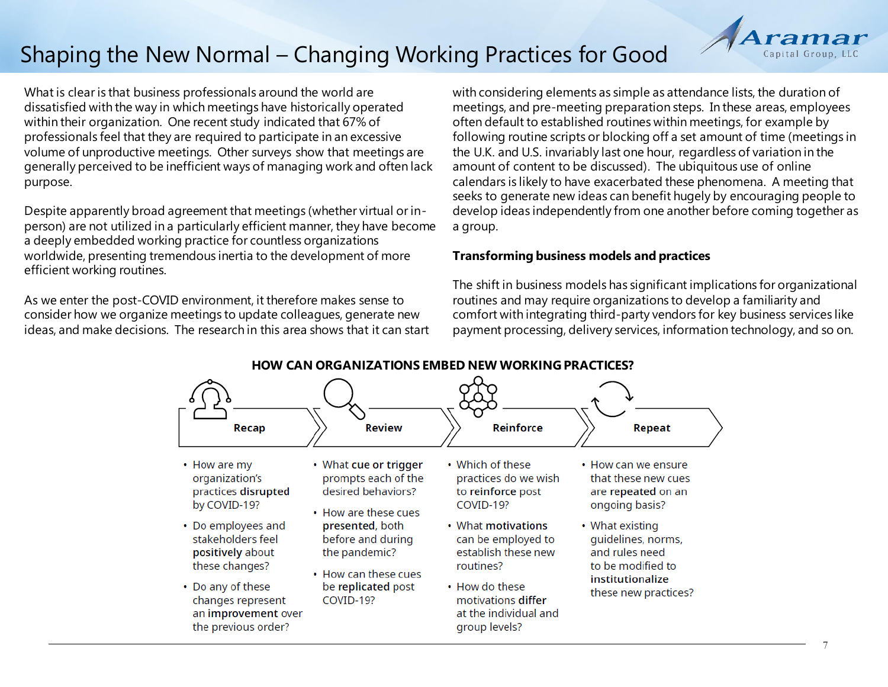# Shaping the New Normal – Changing Working Practices for Good

What is clear is that business professionals around the world are dissatisfied with the way in which meetings have historically operated within their organization. One recent study indicated that 67% of professionals feel that they are required to participate in an excessive volume of unproductive meetings. Other surveys show that meetings are generally perceived to be inefficient ways of managing work and often lack purpose.

Despite apparently broad agreement that meetings (whether virtual or in-person) are not utilized in a particularly efficient manner, they have become a deeply embedded working practice for countless organizations worldwide, presenting tremendous inertia to the development of more efficient working routines.

As we enter the post-COVID environment, it therefore makes sense to consider how we organize meetings to update colleagues, generate new ideas, and make decisions. The research in this area shows that it can start with considering elements as simple as attendance lists, the duration of meetings, and pre-meeting preparation steps. In these areas, employees often default to established routines within meetings, for example by following routine scripts or blocking off a set amount of time (meetings in the U.K. and U.S. invariably last one hour, regardless of variation in the amount of content to be discussed). The ubiquitous use of online calendars is likely to have exacerbated these phenomena. A meeting that seeks to generate new ideas can benefit hugely by encouraging people to develop ideas independently from one another before coming together as a group.

## Transforming business models and practices

The shift in business models has significant implications for organizational routines and may require organizations to develop a familiarity and comfort with integrating third-party vendors for key business services like payment processing, delivery services, information technology, and so on.

### HOW CAN ORGANIZATIONS EMBED NEW WORKING PRACTICES?

**Recap**

- How are my organization's practices **disrupted** by COVID-19?
- Do employees and stakeholders feel **positively** about these changes?
- Do any of these changes represent an **improvement** over the previous order?

**Review**

- What **cue or trigger** prompts each of the desired behaviors?
- How are these cues **presented**, both before and during the pandemic?
- How can these cues be **replicated** post COVID-19?

**Reinforce**

- Which of these practices do we wish to **reinforce** post COVID-19?
- What **motivations** can be employed to establish these new routines?
- How do these motivations **differ** at the individual and group levels?

**Repeat**

- How can we ensure that these new cues are **repeated** on an ongoing basis?
- What existing guidelines, norms, and rules need to be modified to **institutionalize** these new practices?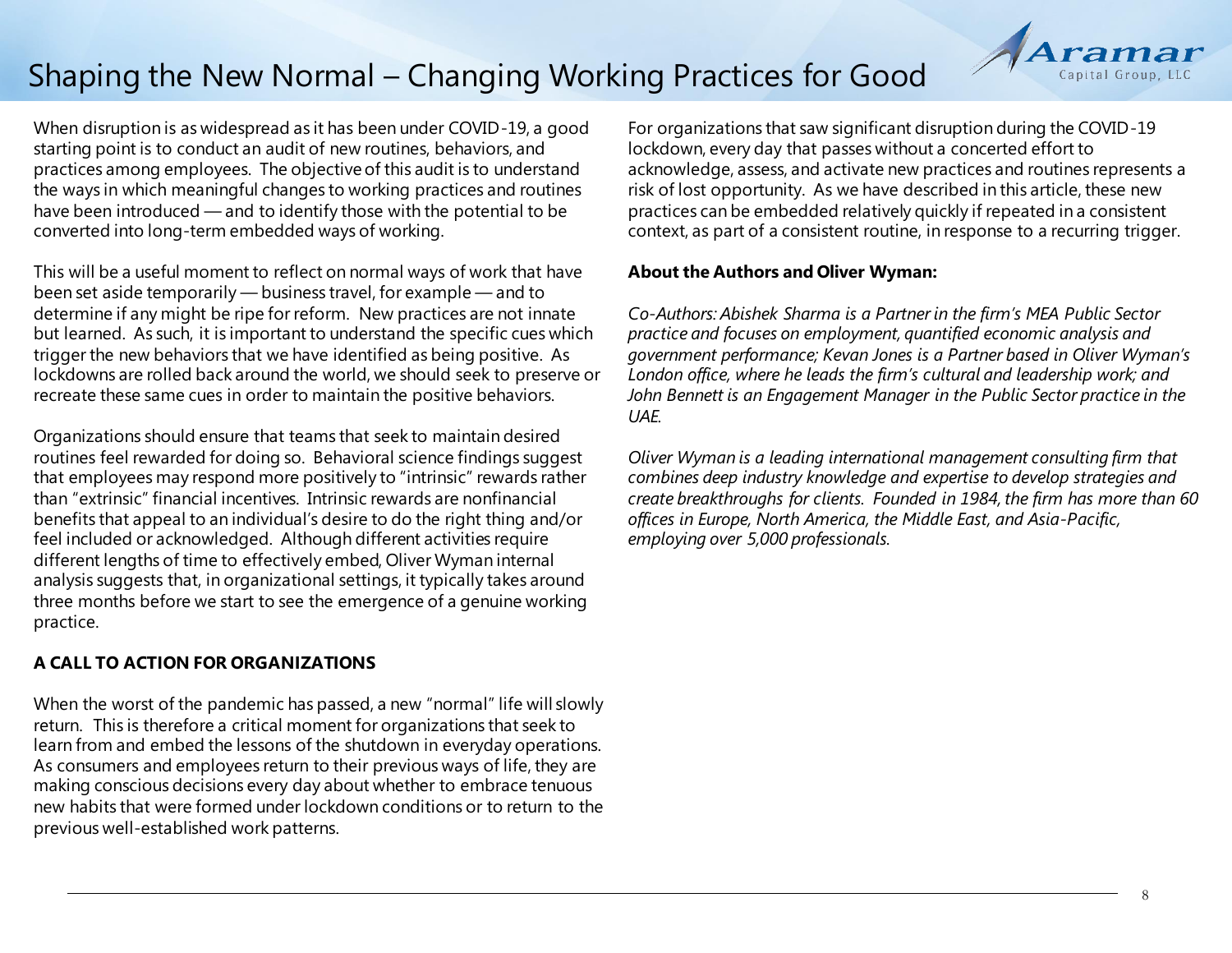When disruption is as widespread as it has been under COVID-19, a good starting point is to conduct an audit of new routines, behaviors, and practices among employees. The objective of this audit is to understand the ways in which meaningful changes to working practices and routines have been introduced — and to identify those with the potential to be converted into long-term embedded ways of working.

This will be a useful moment to reflect on normal ways of work that have been set aside temporarily — business travel, for example — and to determine if any might be ripe for reform. New practices are not innate but learned. As such, it is important to understand the specific cues which trigger the new behaviors that we have identified as being positive. As lockdowns are rolled back around the world, we should seek to preserve or recreate these same cues in order to maintain the positive behaviors.

Organizations should ensure that teams that seek to maintain desired routines feel rewarded for doing so. Behavioral science findings suggest that employees may respond more positively to "intrinsic" rewards rather than "extrinsic" financial incentives. Intrinsic rewards are nonfinancial benefits that appeal to an individual's desire to do the right thing and/or feel included or acknowledged. Although different activities require different lengths of time to effectively embed, Oliver Wyman internal analysis suggests that, in organizational settings, it typically takes around three months before we start to see the emergence of a genuine working practice.

**A CALL TO ACTION FOR ORGANIZATIONS**

When the worst of the pandemic has passed, a new "normal" life will slowly return. This is therefore a critical moment for organizations that seek to learn from and embed the lessons of the shutdown in everyday operations. As consumers and employees return to their previous ways of life, they are making conscious decisions every day about whether to embrace tenuous new habits that were formed under lockdown conditions or to return to the previous well-established work patterns.

For organizations that saw significant disruption during the COVID-19 lockdown, every day that passes without a concerted effort to acknowledge, assess, and activate new practices and routines represents a risk of lost opportunity. As we have described in this article, these new practices can be embedded relatively quickly if repeated in a consistent context, as part of a consistent routine, in response to a recurring trigger.

**About the Authors and Oliver Wyman:**

*Co-Authors: Abishek Sharma is a Partner in the firm's MEA Public Sector practice and focuses on employment, quantified economic analysis and government performance; Kevan Jones is a Partner based in Oliver Wyman's London office, where he leads the firm's cultural and leadership work; and John Bennett is an Engagement Manager in the Public Sector practice in the UAE.*

*Oliver Wyman is a leading international management consulting firm that combines deep industry knowledge and expertise to develop strategies and create breakthroughs for clients. Founded in 1984, the firm has more than 60 offices in Europe, North America, the Middle East, and Asia-Pacific, employing over 5,000 professionals.*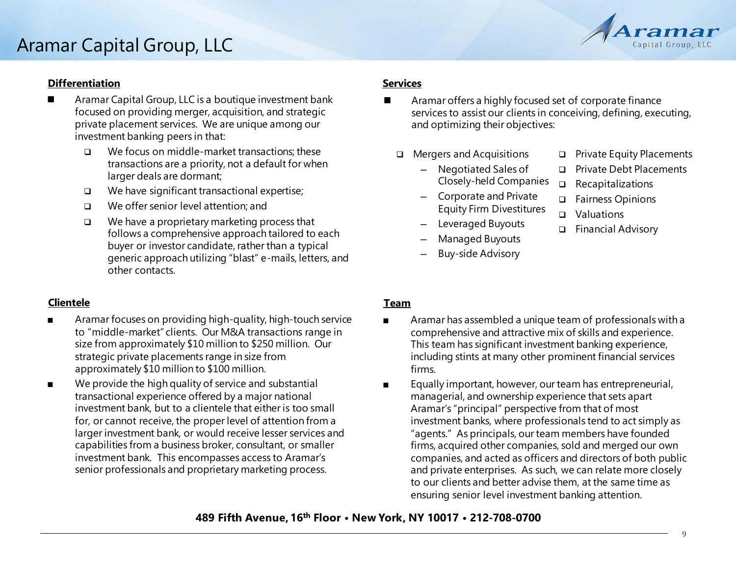# Aramar Capital Group, LLC

## Differentiation

- Aramar Capital Group, LLC is a boutique investment bank focused on providing merger, acquisition, and strategic private placement services. We are unique among our investment banking peers in that:
  - We focus on middle-market transactions; these transactions are a priority, not a default for when larger deals are dormant;
  - We have significant transactional expertise;
  - We offer senior level attention; and
  - We have a proprietary marketing process that follows a comprehensive approach tailored to each buyer or investor candidate, rather than a typical generic approach utilizing "blast" e-mails, letters, and other contacts.

## Clientele

- Aramar focuses on providing high-quality, high-touch service to "middle-market" clients. Our M&A transactions range in size from approximately $10 million to $250 million. Our strategic private placements range in size from approximately $10 million to $100 million.
- We provide the high quality of service and substantial transactional experience offered by a major national investment bank, but to a clientele that either is too small for, or cannot receive, the proper level of attention from a larger investment bank, or would receive lesser services and capabilities from a business broker, consultant, or smaller investment bank. This encompasses access to Aramar's senior professionals and proprietary marketing process.

## Services

- Aramar offers a highly focused set of corporate finance services to assist our clients in conceiving, defining, executing, and optimizing their objectives:
  - Mergers and Acquisitions
    - Negotiated Sales of Closely-held Companies
    - Corporate and Private Equity Firm Divestitures
    - Leveraged Buyouts
    - Managed Buyouts
    - Buy-side Advisory
  - Private Equity Placements
  - Private Debt Placements
  - Recapitalizations
  - Fairness Opinions
  - Valuations
  - Financial Advisory

## Team

- Aramar has assembled a unique team of professionals with a comprehensive and attractive mix of skills and experience. This team has significant investment banking experience, including stints at many other prominent financial services firms.
- Equally important, however, our team has entrepreneurial, managerial, and ownership experience that sets apart Aramar's "principal" perspective from that of most investment banks, where professionals tend to act simply as "agents." As principals, our team members have founded firms, acquired other companies, sold and merged our own companies, and acted as officers and directors of both public and private enterprises. As such, we can relate more closely to our clients and better advise them, at the same time as ensuring senior level investment banking attention.

**489 Fifth Avenue, 16th Floor • New York, NY 10017 • 212-708-0700**